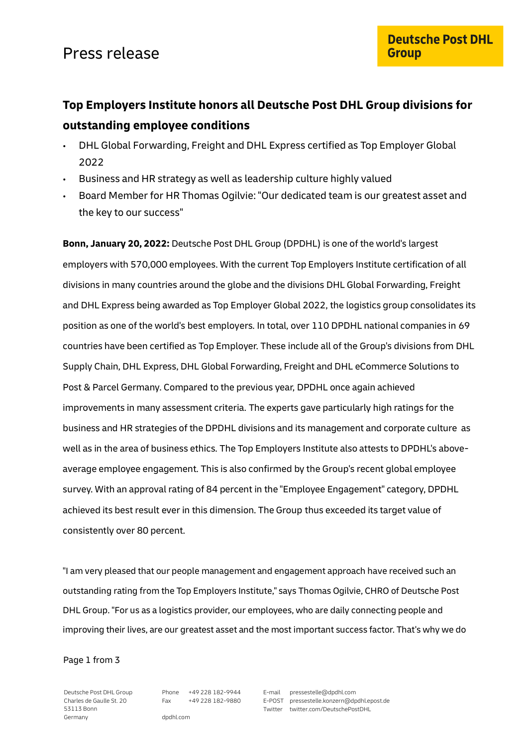# Press release

## Top Employers Institute honors all Deutsche Post DHL Group divisions for outstanding employee conditions

- DHL Global Forwarding, Freight and DHL Express certified as Top Employer Global 2022
- Business and HR strategy as well as leadership culture highly valued
- Board Member for HR Thomas Ogilvie: "Our dedicated team is our greatest asset and the key to our success"

**Bonn, January 20, 2022:** Deutsche Post DHL Group (DPDHL) is one of the world's largest employers with 570,000 employees. With the current Top Employers Institute certification of all divisions in many countries around the globe and the divisions DHL Global Forwarding, Freight and DHL Express being awarded as Top Employer Global 2022, the logistics group consolidates its position as one of the world's best employers. In total, over 110 DPDHL national companies in 69 countries have been certified as Top Employer. These include all of the Group's divisions from DHL Supply Chain, DHL Express, DHL Global Forwarding, Freight and DHL eCommerce Solutions to Post & Parcel Germany. Compared to the previous year, DPDHL once again achieved improvements in many assessment criteria. The experts gave particularly high ratings for the business and HR strategies of the DPDHL divisions and its management and corporate culture as well as in the area of business ethics. The Top Employers Institute also attests to DPDHL's above-average employee engagement. This is also confirmed by the Group's recent global employee survey. With an approval rating of 84 percent in the "Employee Engagement" category, DPDHL achieved its best result ever in this dimension. The Group thus exceeded its target value of consistently over 80 percent.

"I am very pleased that our people management and engagement approach have received such an outstanding rating from the Top Employers Institute," says Thomas Ogilvie, CHRO of Deutsche Post DHL Group. "For us as a logistics provider, our employees, who are daily connecting people and improving their lives, are our greatest asset and the most important success factor. That's why we do

Deutsche Post DHL Group
Charles de Gaulle St. 20
53113 Bonn
Germany

Phone +49 228 182-9944
Fax +49 228 182-9880

dpdhl.com

E-mail pressestelle@dpdhl.com
E-POST pressestelle.konzern@dpdhl.epost.de
Twitter twitter.com/DeutschePostDHL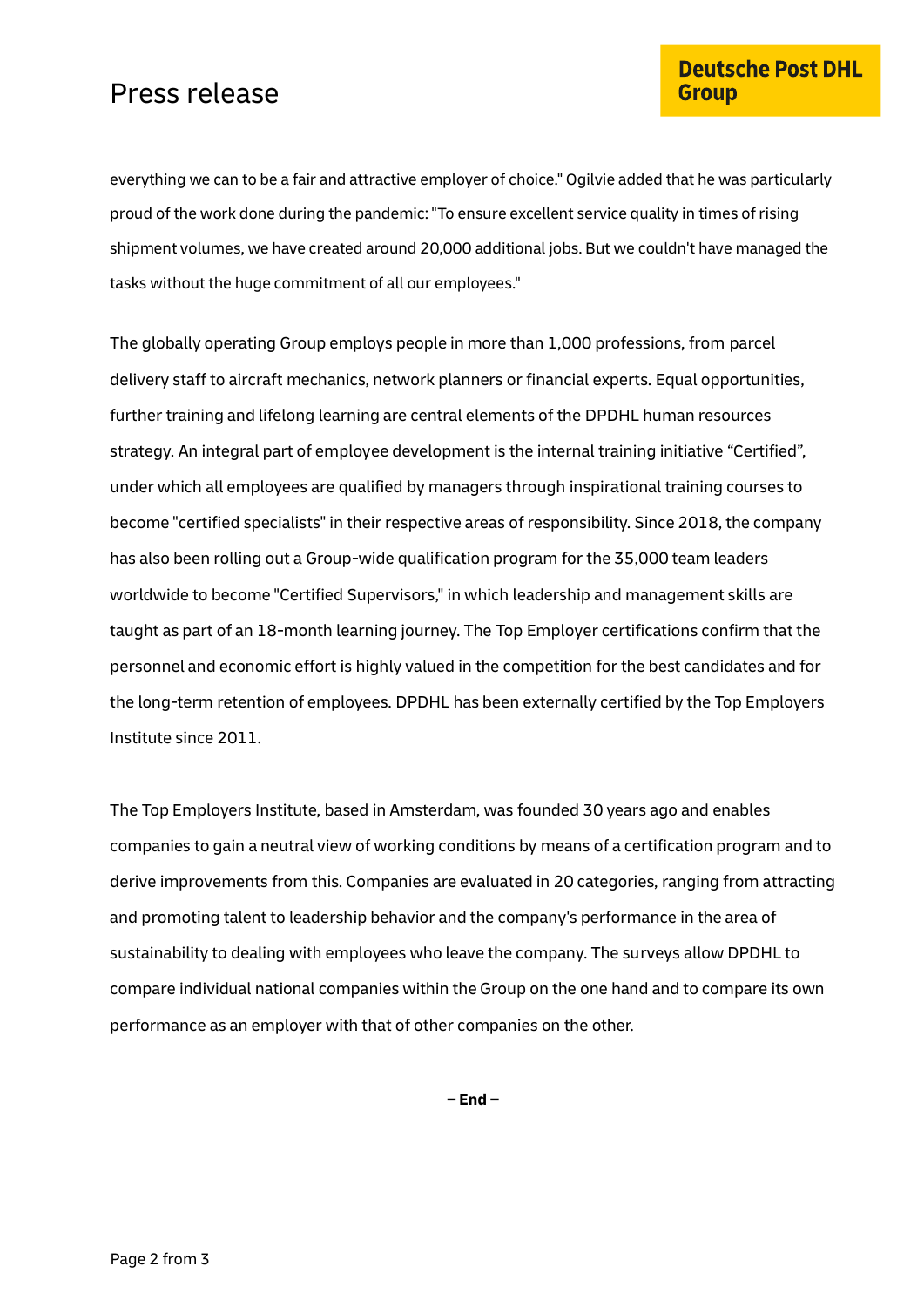everything we can to be a fair and attractive employer of choice." Ogilvie added that he was particularly proud of the work done during the pandemic: "To ensure excellent service quality in times of rising shipment volumes, we have created around 20,000 additional jobs. But we couldn't have managed the tasks without the huge commitment of all our employees."

The globally operating Group employs people in more than 1,000 professions, from parcel delivery staff to aircraft mechanics, network planners or financial experts. Equal opportunities, further training and lifelong learning are central elements of the DPDHL human resources strategy. An integral part of employee development is the internal training initiative “Certified”, under which all employees are qualified by managers through inspirational training courses to become "certified specialists" in their respective areas of responsibility. Since 2018, the company has also been rolling out a Group-wide qualification program for the 35,000 team leaders worldwide to become "Certified Supervisors," in which leadership and management skills are taught as part of an 18-month learning journey. The Top Employer certifications confirm that the personnel and economic effort is highly valued in the competition for the best candidates and for the long-term retention of employees. DPDHL has been externally certified by the Top Employers Institute since 2011.

The Top Employers Institute, based in Amsterdam, was founded 30 years ago and enables companies to gain a neutral view of working conditions by means of a certification program and to derive improvements from this. Companies are evaluated in 20 categories, ranging from attracting and promoting talent to leadership behavior and the company's performance in the area of sustainability to dealing with employees who leave the company. The surveys allow DPDHL to compare individual national companies within the Group on the one hand and to compare its own performance as an employer with that of other companies on the other.

**– End –**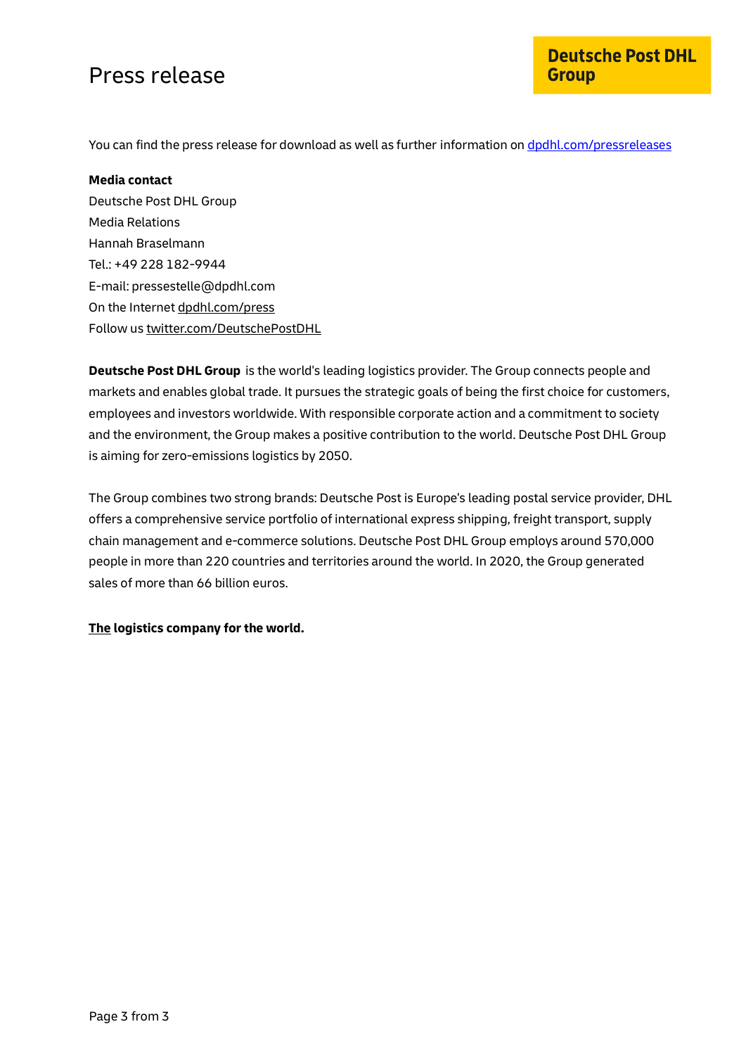You can find the press release for download as well as further information on dpdhl.com/pressreleases

**Media contact**
Deutsche Post DHL Group
Media Relations
Hannah Braselmann
Tel.: +49 228 182-9944
E-mail: pressestelle@dpdhl.com
On the Internet dpdhl.com/press
Follow us twitter.com/DeutschePostDHL

**Deutsche Post DHL Group** is the world's leading logistics provider. The Group connects people and markets and enables global trade. It pursues the strategic goals of being the first choice for customers, employees and investors worldwide. With responsible corporate action and a commitment to society and the environment, the Group makes a positive contribution to the world. Deutsche Post DHL Group is aiming for zero-emissions logistics by 2050.

The Group combines two strong brands: Deutsche Post is Europe's leading postal service provider, DHL offers a comprehensive service portfolio of international express shipping, freight transport, supply chain management and e-commerce solutions. Deutsche Post DHL Group employs around 570,000 people in more than 220 countries and territories around the world. In 2020, the Group generated sales of more than 66 billion euros.

**The logistics company for the world.**